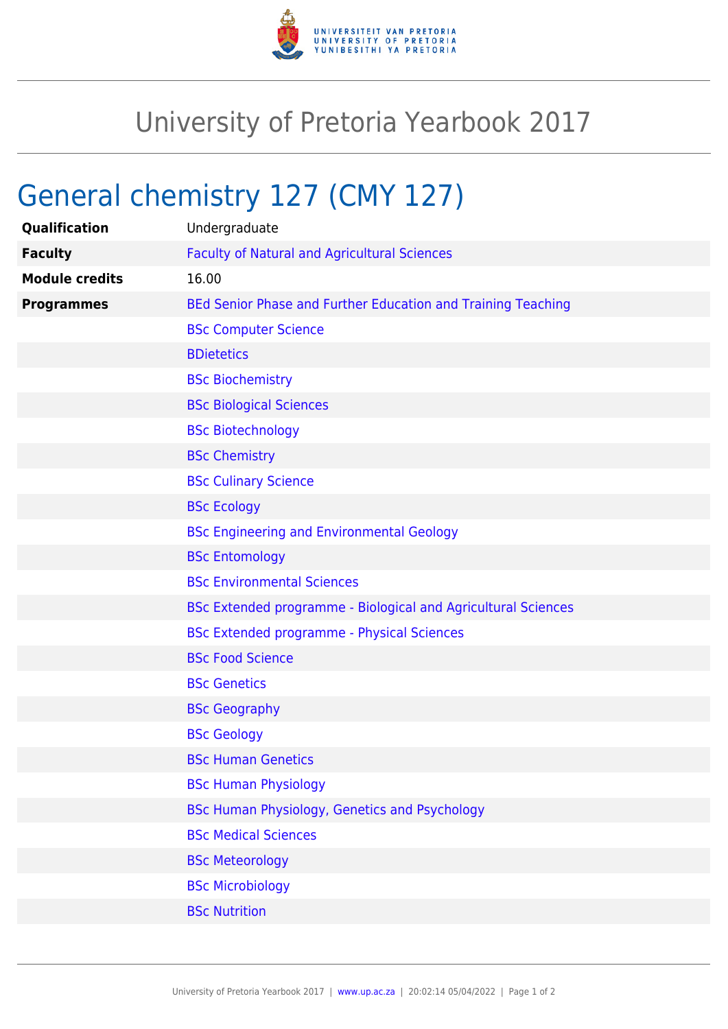# University of Pretoria Yearbook 2017

## General chemistry 127 (CMY 127)

| | |
|---|---|
| **Qualification** | Undergraduate |
| **Faculty** | Faculty of Natural and Agricultural Sciences |
| **Module credits** | 16.00 |
| **Programmes** | BEd Senior Phase and Further Education and Training Teaching |
| | BSc Computer Science |
| | BDietetics |
| | BSc Biochemistry |
| | BSc Biological Sciences |
| | BSc Biotechnology |
| | BSc Chemistry |
| | BSc Culinary Science |
| | BSc Ecology |
| | BSc Engineering and Environmental Geology |
| | BSc Entomology |
| | BSc Environmental Sciences |
| | BSc Extended programme - Biological and Agricultural Sciences |
| | BSc Extended programme - Physical Sciences |
| | BSc Food Science |
| | BSc Genetics |
| | BSc Geography |
| | BSc Geology |
| | BSc Human Genetics |
| | BSc Human Physiology |
| | BSc Human Physiology, Genetics and Psychology |
| | BSc Medical Sciences |
| | BSc Meteorology |
| | BSc Microbiology |
| | BSc Nutrition |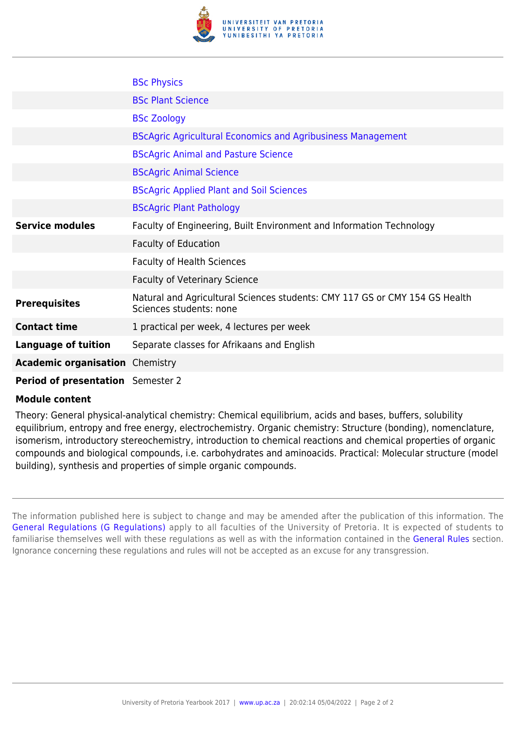| | |
|---|---|
| | BSc Physics |
| | BSc Plant Science |
| | BSc Zoology |
| | BScAgric Agricultural Economics and Agribusiness Management |
| | BScAgric Animal and Pasture Science |
| | BScAgric Animal Science |
| | BScAgric Applied Plant and Soil Sciences |
| | BScAgric Plant Pathology |
| **Service modules** | Faculty of Engineering, Built Environment and Information Technology |
| | Faculty of Education |
| | Faculty of Health Sciences |
| | Faculty of Veterinary Science |
| **Prerequisites** | Natural and Agricultural Sciences students: CMY 117 GS or CMY 154 GS Health Sciences students: none |
| **Contact time** | 1 practical per week, 4 lectures per week |
| **Language of tuition** | Separate classes for Afrikaans and English |
| **Academic organisation** | Chemistry |
| **Period of presentation** | Semester 2 |

**Module content**

Theory: General physical-analytical chemistry: Chemical equilibrium, acids and bases, buffers, solubility equilibrium, entropy and free energy, electrochemistry. Organic chemistry: Structure (bonding), nomenclature, isomerism, introductory stereochemistry, introduction to chemical reactions and chemical properties of organic compounds and biological compounds, i.e. carbohydrates and aminoacids. Practical: Molecular structure (model building), synthesis and properties of simple organic compounds.

The information published here is subject to change and may be amended after the publication of this information. The General Regulations (G Regulations) apply to all faculties of the University of Pretoria. It is expected of students to familiarise themselves well with these regulations as well as with the information contained in the General Rules section. Ignorance concerning these regulations and rules will not be accepted as an excuse for any transgression.